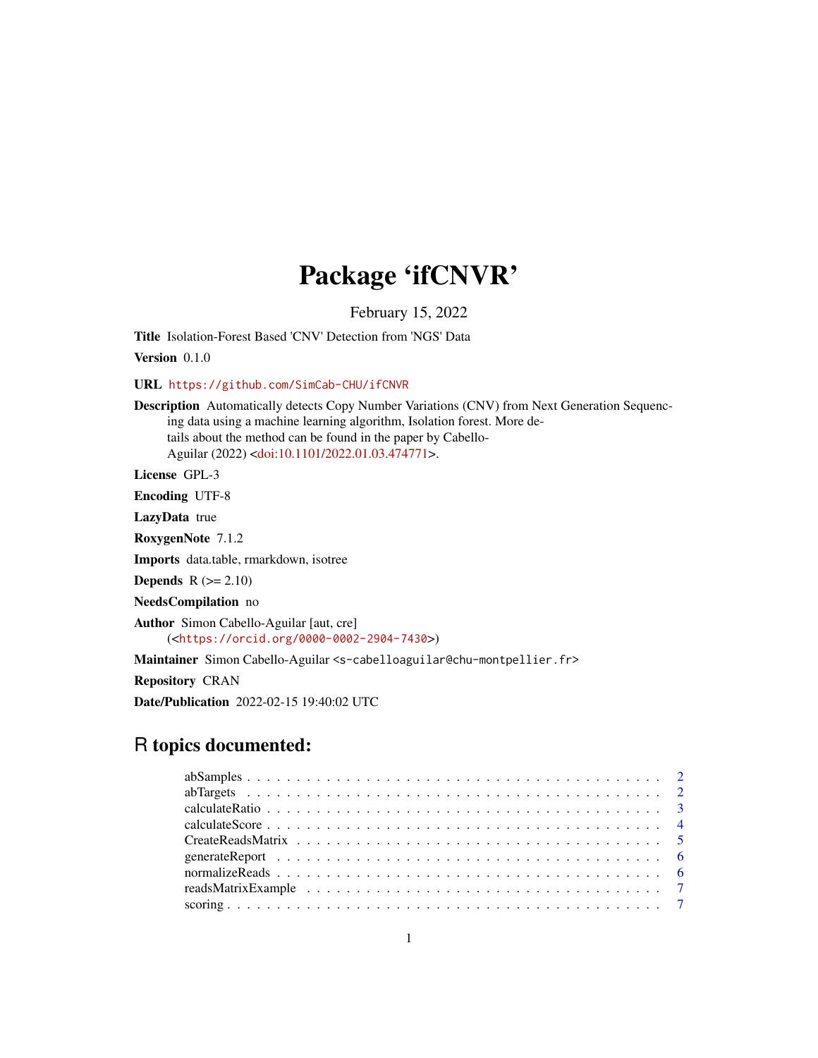# Package 'ifCNVR'

February 15, 2022

**Title** Isolation-Forest Based 'CNV' Detection from 'NGS' Data

**Version** 0.1.0

**URL** https://github.com/SimCab-CHU/ifCNVR

**Description** Automatically detects Copy Number Variations (CNV) from Next Generation Sequencing data using a machine learning algorithm, Isolation forest. More details about the method can be found in the paper by Cabello-Aguilar (2022) <doi:10.1101/2022.01.03.474771>.

**License** GPL-3

**Encoding** UTF-8

**LazyData** true

**RoxygenNote** 7.1.2

**Imports** data.table, rmarkdown, isotree

**Depends** R (>= 2.10)

**NeedsCompilation** no

**Author** Simon Cabello-Aguilar [aut, cre] (<https://orcid.org/0000-0002-2904-7430>)

**Maintainer** Simon Cabello-Aguilar <s-cabelloaguilar@chu-montpellier.fr>

**Repository** CRAN

**Date/Publication** 2022-02-15 19:40:02 UTC

## R topics documented:

| | |
|---|---|
| abSamples | 2 |
| abTargets | 2 |
| calculateRatio | 3 |
| calculateScore | 4 |
| CreateReadsMatrix | 5 |
| generateReport | 6 |
| normalizeReads | 6 |
| readsMatrixExample | 7 |
| scoring | 7 |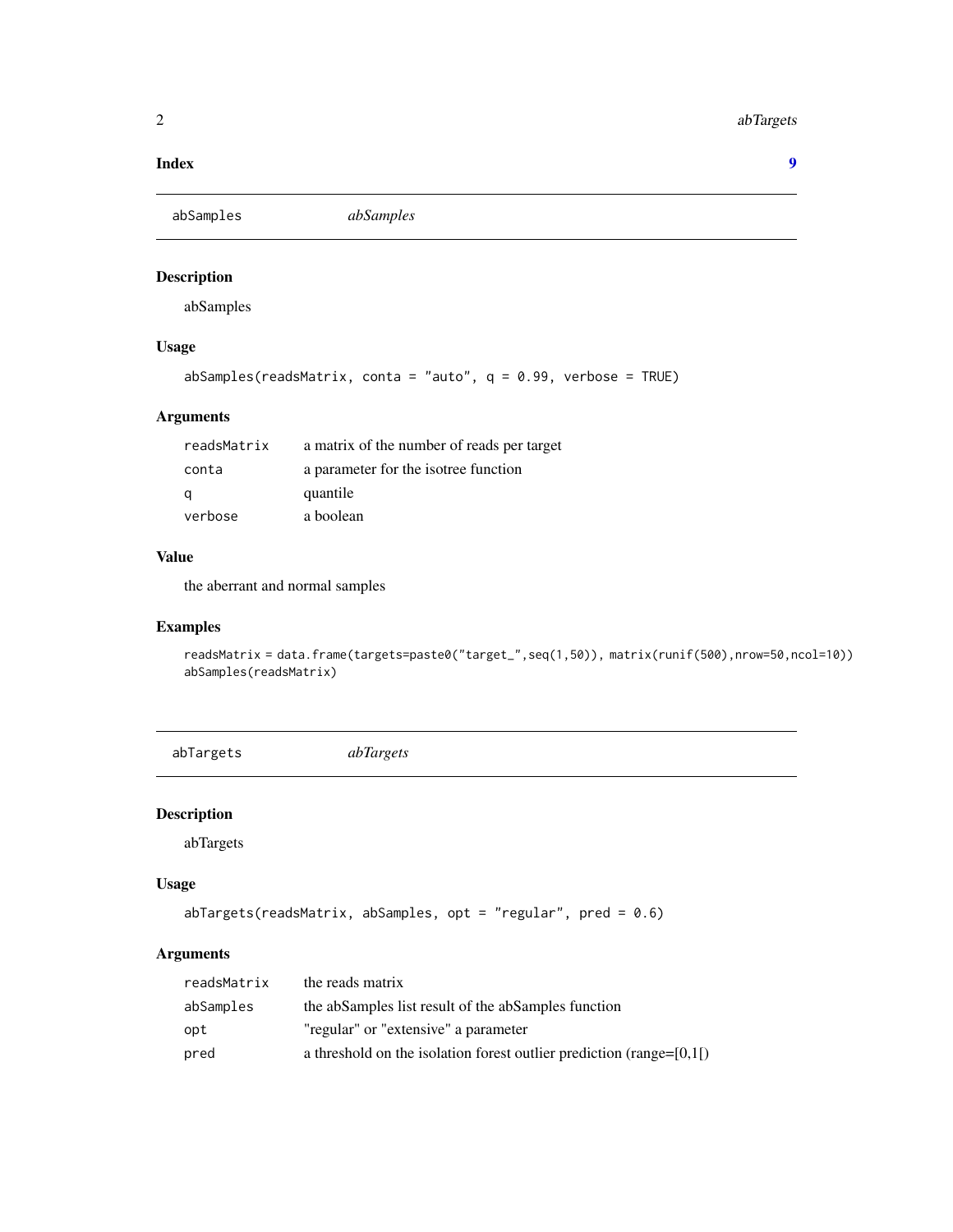**Index** 9

## abSamples *abSamples*

### Description

abSamples

### Usage

```
abSamples(readsMatrix, conta = "auto", q = 0.99, verbose = TRUE)
```

### Arguments

| | |
|---|---|
| readsMatrix | a matrix of the number of reads per target |
| conta | a parameter for the isotree function |
| q | quantile |
| verbose | a boolean |

### Value

the aberrant and normal samples

### Examples

```
readsMatrix = data.frame(targets=paste0("target_",seq(1,50)), matrix(runif(500),nrow=50,ncol=10))
abSamples(readsMatrix)
```

## abTargets *abTargets*

### Description

abTargets

### Usage

```
abTargets(readsMatrix, abSamples, opt = "regular", pred = 0.6)
```

### Arguments

| | |
|---|---|
| readsMatrix | the reads matrix |
| abSamples | the abSamples list result of the abSamples function |
| opt | "regular" or "extensive" a parameter |
| pred | a threshold on the isolation forest outlier prediction (range=[0,1[) |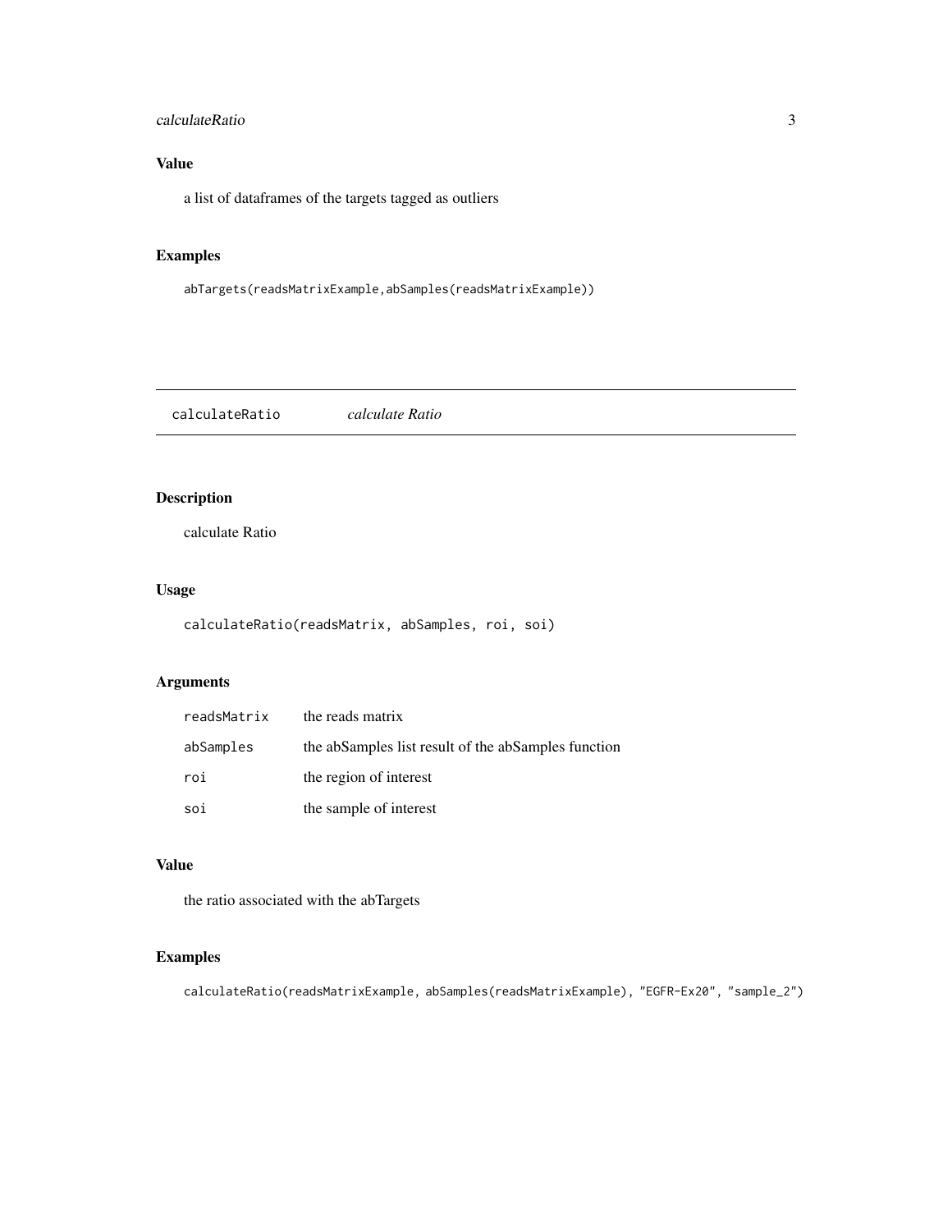## Value

a list of dataframes of the targets tagged as outliers

## Examples

```
abTargets(readsMatrixExample,abSamples(readsMatrixExample))
```

---

# calculateRatio *calculate Ratio*

---

## Description

calculate Ratio

## Usage

```
calculateRatio(readsMatrix, abSamples, roi, soi)
```

## Arguments

| | |
|---|---|
| readsMatrix | the reads matrix |
| abSamples | the abSamples list result of the abSamples function |
| roi | the region of interest |
| soi | the sample of interest |

## Value

the ratio associated with the abTargets

## Examples

```
calculateRatio(readsMatrixExample, abSamples(readsMatrixExample), "EGFR-Ex20", "sample_2")
```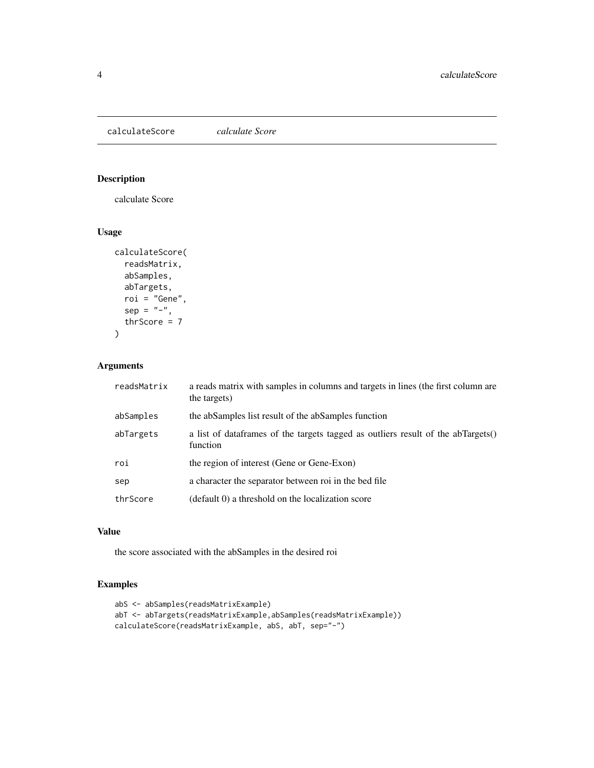## calculateScore *calculate Score*

### Description

calculate Score

### Usage

```
calculateScore(
  readsMatrix,
  abSamples,
  abTargets,
  roi = "Gene",
  sep = "-",
  thrScore = 7
)
```

### Arguments

| | |
|---|---|
| readsMatrix | a reads matrix with samples in columns and targets in lines (the first column are the targets) |
| abSamples | the abSamples list result of the abSamples function |
| abTargets | a list of dataframes of the targets tagged as outliers result of the abTargets() function |
| roi | the region of interest (Gene or Gene-Exon) |
| sep | a character the separator between roi in the bed file |
| thrScore | (default 0) a threshold on the localization score |

### Value

the score associated with the abSamples in the desired roi

### Examples

```
abS <- abSamples(readsMatrixExample)
abT <- abTargets(readsMatrixExample,abSamples(readsMatrixExample))
calculateScore(readsMatrixExample, abS, abT, sep="-")
```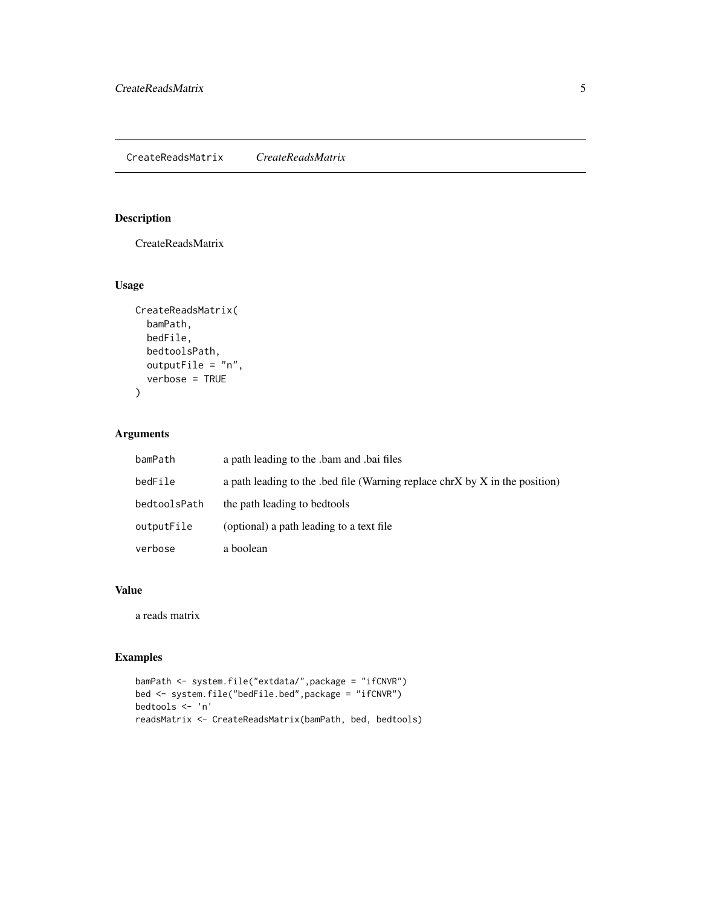## CreateReadsMatrix *CreateReadsMatrix*

### Description

CreateReadsMatrix

### Usage

```
CreateReadsMatrix(
  bamPath,
  bedFile,
  bedtoolsPath,
  outputFile = "n",
  verbose = TRUE
)
```

### Arguments

| | |
|---|---|
| bamPath | a path leading to the .bam and .bai files |
| bedFile | a path leading to the .bed file (Warning replace chrX by X in the position) |
| bedtoolsPath | the path leading to bedtools |
| outputFile | (optional) a path leading to a text file |
| verbose | a boolean |

### Value

a reads matrix

### Examples

```
bamPath <- system.file("extdata/",package = "ifCNVR")
bed <- system.file("bedFile.bed",package = "ifCNVR")
bedtools <- 'n'
readsMatrix <- CreateReadsMatrix(bamPath, bed, bedtools)
```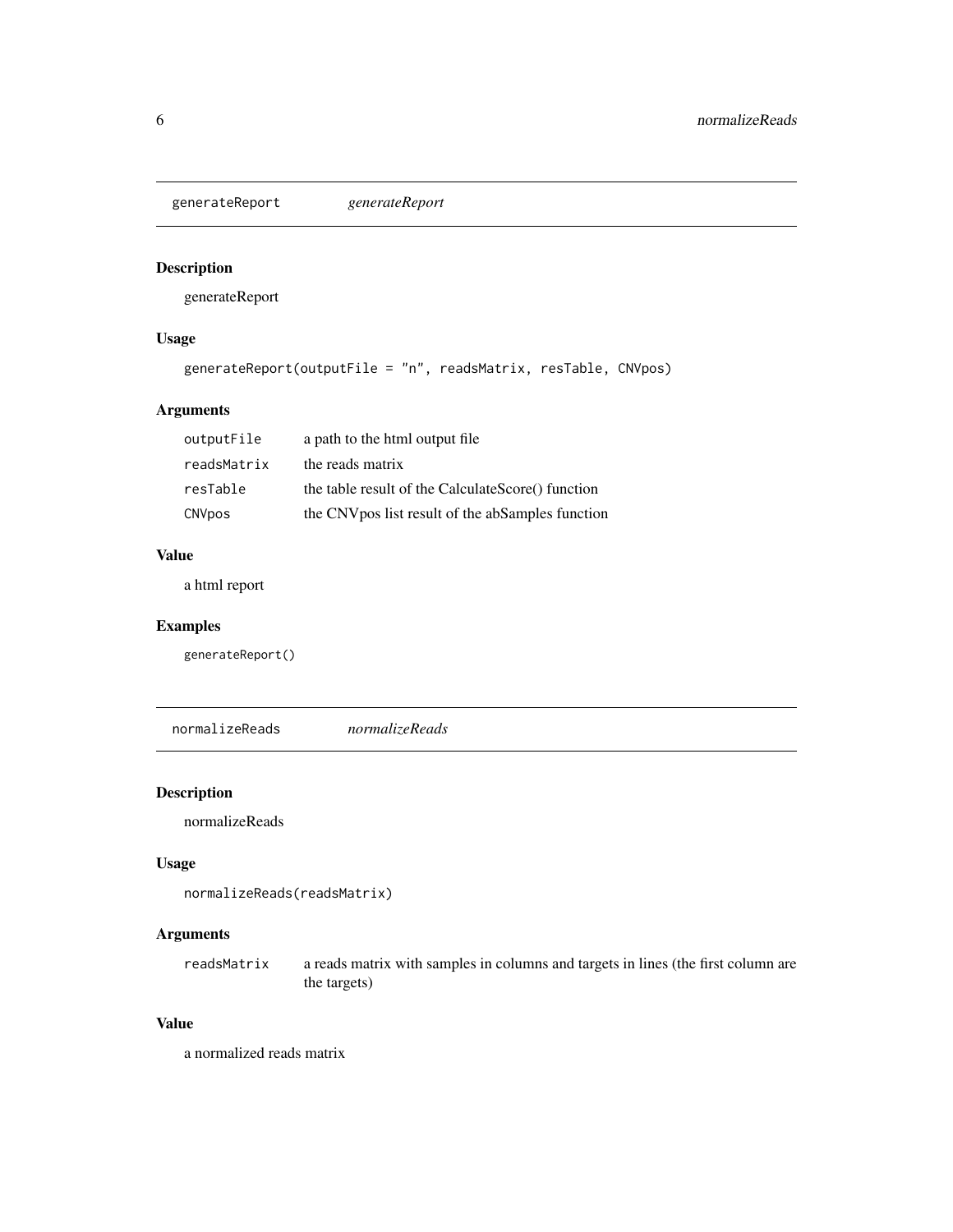## generateReport *generateReport*

### Description

generateReport

### Usage

```
generateReport(outputFile = "n", readsMatrix, resTable, CNVpos)
```

### Arguments

| | |
|---|---|
| outputFile | a path to the html output file |
| readsMatrix | the reads matrix |
| resTable | the table result of the CalculateScore() function |
| CNVpos | the CNVpos list result of the abSamples function |

### Value

a html report

### Examples

```
generateReport()
```

## normalizeReads *normalizeReads*

### Description

normalizeReads

### Usage

```
normalizeReads(readsMatrix)
```

### Arguments

| | |
|---|---|
| readsMatrix | a reads matrix with samples in columns and targets in lines (the first column are the targets) |

### Value

a normalized reads matrix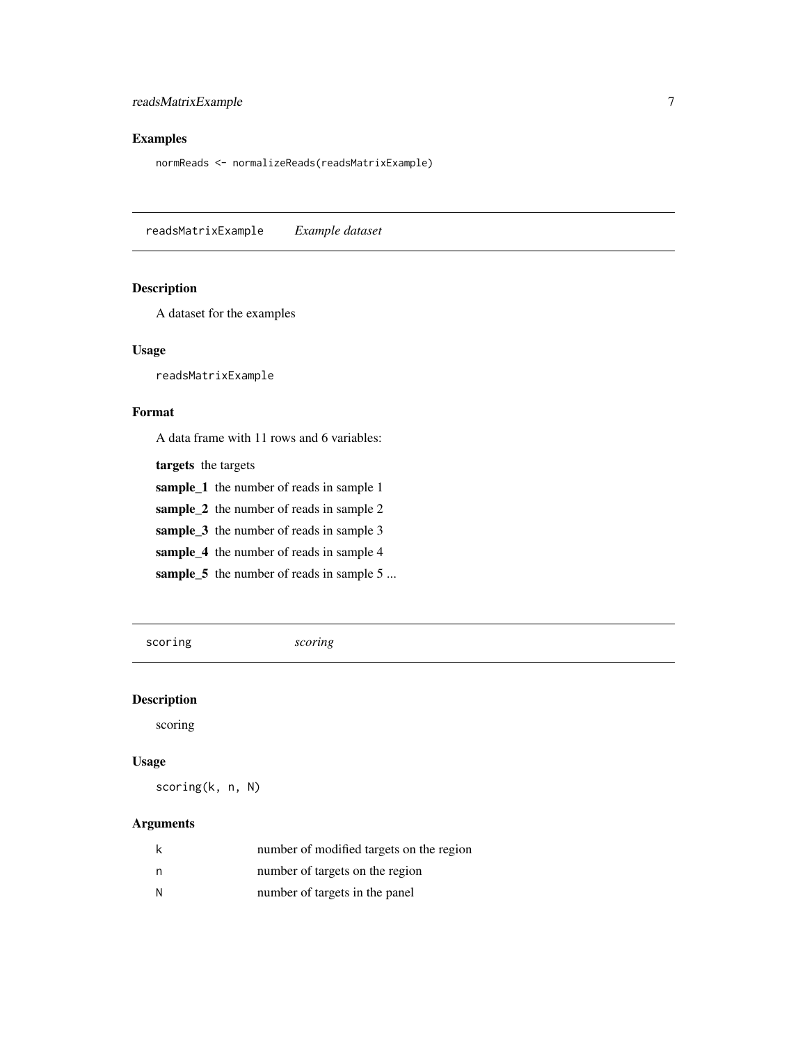### Examples

```
normReads <- normalizeReads(readsMatrixExample)
```

---

## readsMatrixExample *Example dataset*

---

### Description

A dataset for the examples

### Usage

```
readsMatrixExample
```

### Format

A data frame with 11 rows and 6 variables:

**targets** the targets

**sample_1** the number of reads in sample 1

**sample_2** the number of reads in sample 2

**sample_3** the number of reads in sample 3

**sample_4** the number of reads in sample 4

**sample_5** the number of reads in sample 5 ...

---

## scoring *scoring*

---

### Description

scoring

### Usage

```
scoring(k, n, N)
```

### Arguments

| | |
|---|---|
| k | number of modified targets on the region |
| n | number of targets on the region |
| N | number of targets in the panel |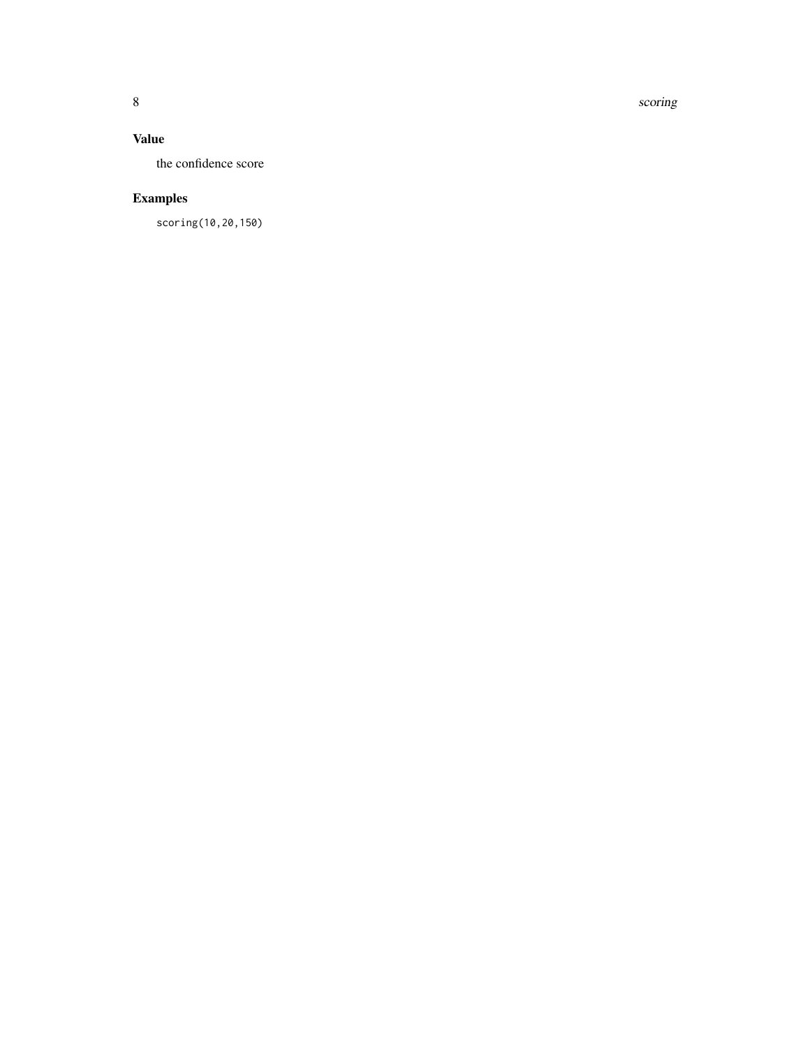## Value

the confidence score

## Examples

```
scoring(10,20,150)
```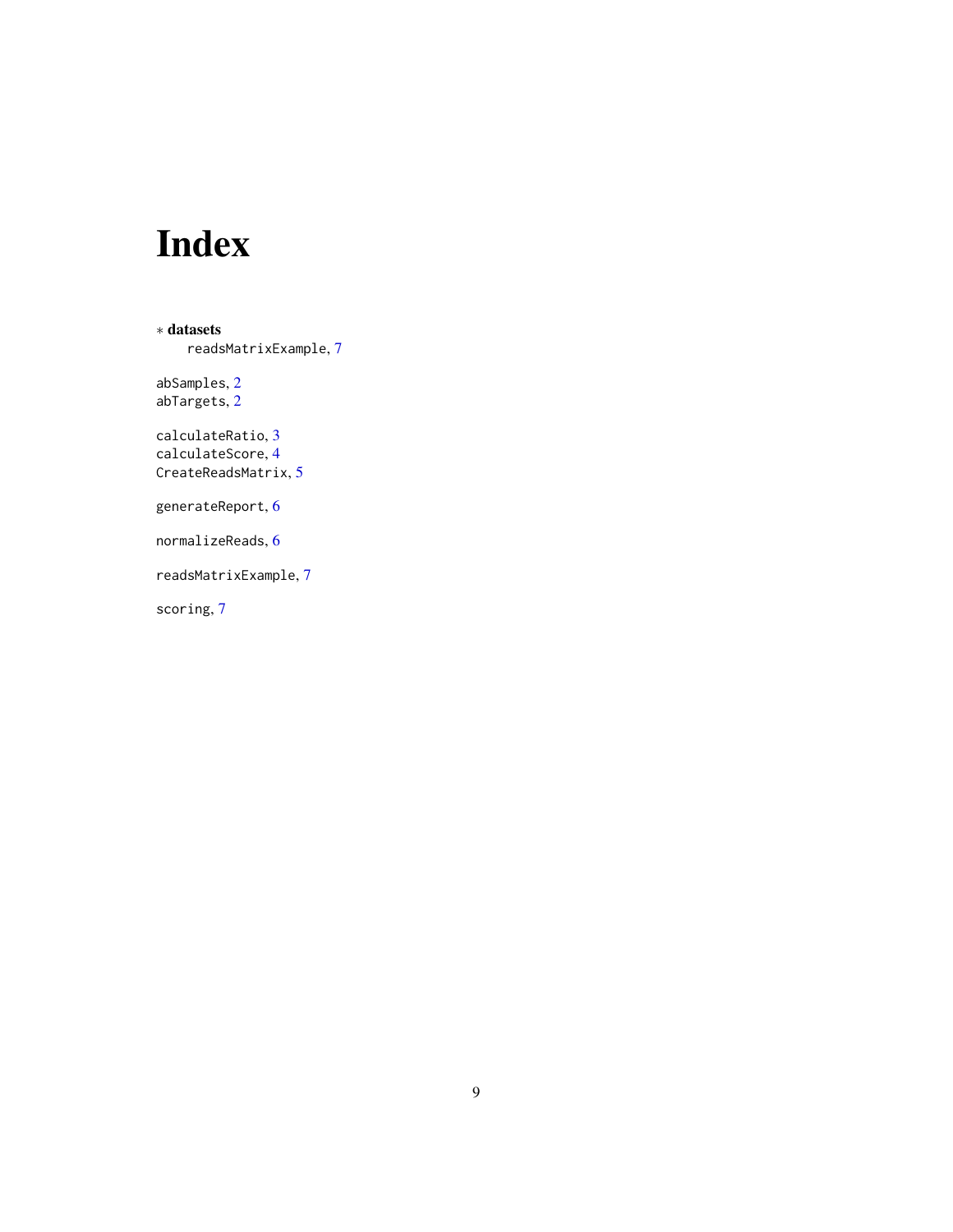# Index

∗ **datasets**

    readsMatrixExample, 7

abSamples, 2
abTargets, 2

calculateRatio, 3
calculateScore, 4
CreateReadsMatrix, 5

generateReport, 6

normalizeReads, 6

readsMatrixExample, 7

scoring, 7